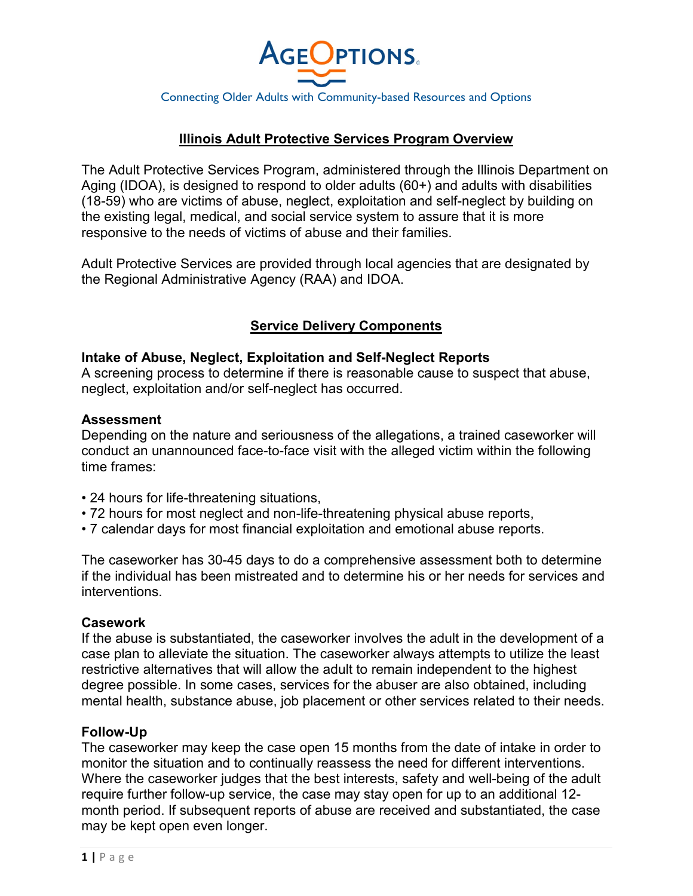AGEOPTIONS

Connecting Older Adults with Community-based Resources and Options

# Illinois Adult Protective Services Program Overview

The Adult Protective Services Program, administered through the Illinois Department on Aging (IDOA), is designed to respond to older adults (60+) and adults with disabilities (18-59) who are victims of abuse, neglect, exploitation and self-neglect by building on the existing legal, medical, and social service system to assure that it is more responsive to the needs of victims of abuse and their families.

Adult Protective Services are provided through local agencies that are designated by the Regional Administrative Agency (RAA) and IDOA.

## Service Delivery Components

### Intake of Abuse, Neglect, Exploitation and Self-Neglect Reports

A screening process to determine if there is reasonable cause to suspect that abuse, neglect, exploitation and/or self-neglect has occurred.

### Assessment

Depending on the nature and seriousness of the allegations, a trained caseworker will conduct an unannounced face-to-face visit with the alleged victim within the following time frames:

- 24 hours for life-threatening situations,
- 72 hours for most neglect and non-life-threatening physical abuse reports,
- 7 calendar days for most financial exploitation and emotional abuse reports.

The caseworker has 30-45 days to do a comprehensive assessment both to determine if the individual has been mistreated and to determine his or her needs for services and interventions.

### Casework

If the abuse is substantiated, the caseworker involves the adult in the development of a case plan to alleviate the situation. The caseworker always attempts to utilize the least restrictive alternatives that will allow the adult to remain independent to the highest degree possible. In some cases, services for the abuser are also obtained, including mental health, substance abuse, job placement or other services related to their needs.

### Follow-Up

The caseworker may keep the case open 15 months from the date of intake in order to monitor the situation and to continually reassess the need for different interventions. Where the caseworker judges that the best interests, safety and well-being of the adult require further follow-up service, the case may stay open for up to an additional 12-month period. If subsequent reports of abuse are received and substantiated, the case may be kept open even longer.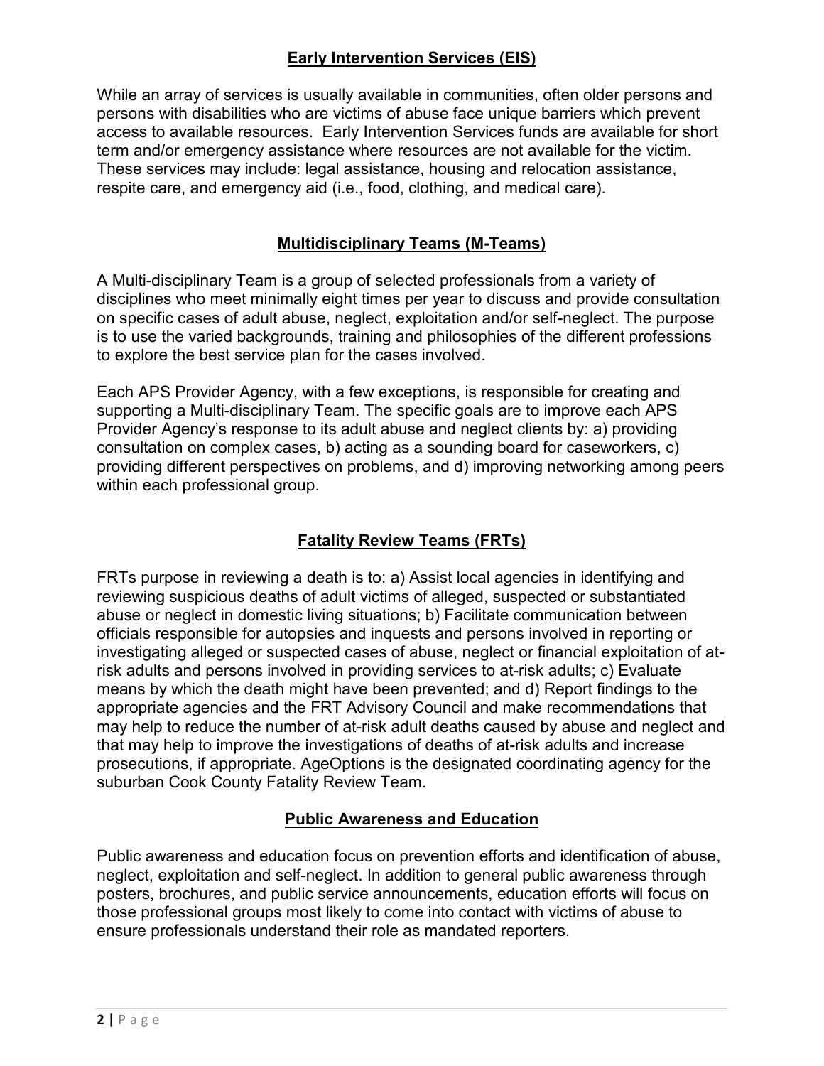## Early Intervention Services (EIS)

While an array of services is usually available in communities, often older persons and persons with disabilities who are victims of abuse face unique barriers which prevent access to available resources. Early Intervention Services funds are available for short term and/or emergency assistance where resources are not available for the victim. These services may include: legal assistance, housing and relocation assistance, respite care, and emergency aid (i.e., food, clothing, and medical care).

## Multidisciplinary Teams (M-Teams)

A Multi-disciplinary Team is a group of selected professionals from a variety of disciplines who meet minimally eight times per year to discuss and provide consultation on specific cases of adult abuse, neglect, exploitation and/or self-neglect. The purpose is to use the varied backgrounds, training and philosophies of the different professions to explore the best service plan for the cases involved.

Each APS Provider Agency, with a few exceptions, is responsible for creating and supporting a Multi-disciplinary Team. The specific goals are to improve each APS Provider Agency's response to its adult abuse and neglect clients by: a) providing consultation on complex cases, b) acting as a sounding board for caseworkers, c) providing different perspectives on problems, and d) improving networking among peers within each professional group.

## Fatality Review Teams (FRTs)

FRTs purpose in reviewing a death is to: a) Assist local agencies in identifying and reviewing suspicious deaths of adult victims of alleged, suspected or substantiated abuse or neglect in domestic living situations; b) Facilitate communication between officials responsible for autopsies and inquests and persons involved in reporting or investigating alleged or suspected cases of abuse, neglect or financial exploitation of at-risk adults and persons involved in providing services to at-risk adults; c) Evaluate means by which the death might have been prevented; and d) Report findings to the appropriate agencies and the FRT Advisory Council and make recommendations that may help to reduce the number of at-risk adult deaths caused by abuse and neglect and that may help to improve the investigations of deaths of at-risk adults and increase prosecutions, if appropriate. AgeOptions is the designated coordinating agency for the suburban Cook County Fatality Review Team.

## Public Awareness and Education

Public awareness and education focus on prevention efforts and identification of abuse, neglect, exploitation and self-neglect. In addition to general public awareness through posters, brochures, and public service announcements, education efforts will focus on those professional groups most likely to come into contact with victims of abuse to ensure professionals understand their role as mandated reporters.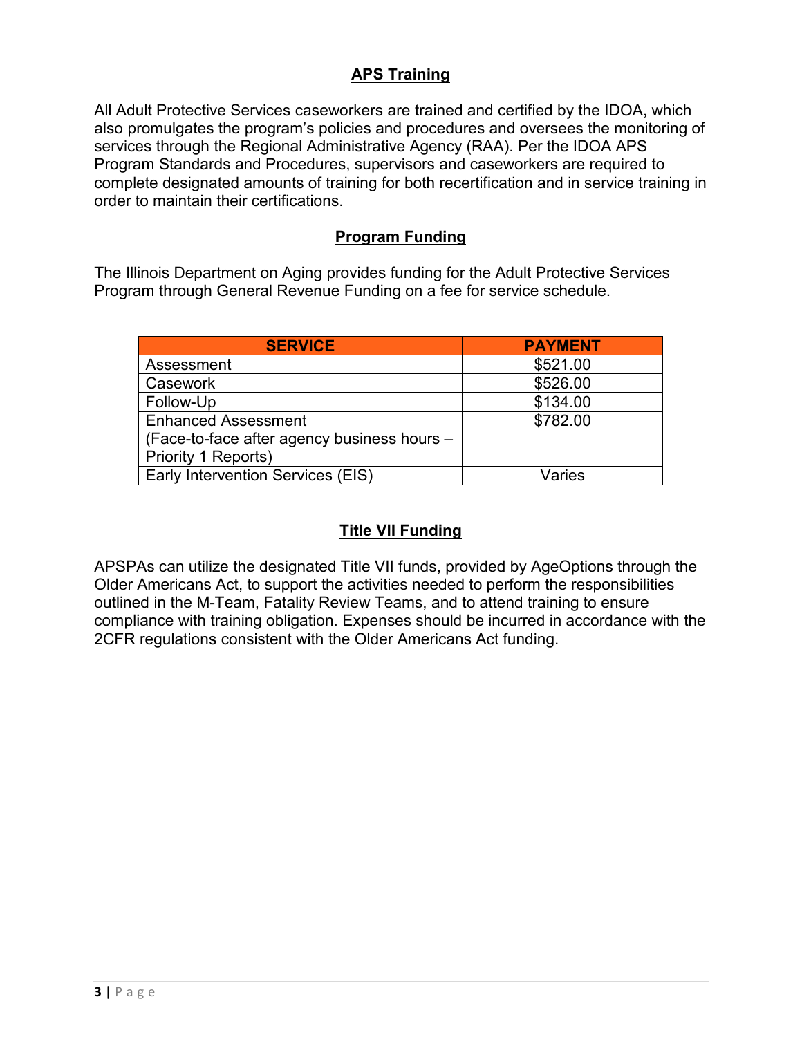## APS Training

All Adult Protective Services caseworkers are trained and certified by the IDOA, which also promulgates the program's policies and procedures and oversees the monitoring of services through the Regional Administrative Agency (RAA). Per the IDOA APS Program Standards and Procedures, supervisors and caseworkers are required to complete designated amounts of training for both recertification and in service training in order to maintain their certifications.

## Program Funding

The Illinois Department on Aging provides funding for the Adult Protective Services Program through General Revenue Funding on a fee for service schedule.

| SERVICE | PAYMENT |
|---|---|
| Assessment | $521.00 |
| Casework | $526.00 |
| Follow-Up | $134.00 |
| Enhanced Assessment (Face-to-face after agency business hours – Priority 1 Reports) | $782.00 |
| Early Intervention Services (EIS) | Varies |

## Title VII Funding

APSPAs can utilize the designated Title VII funds, provided by AgeOptions through the Older Americans Act, to support the activities needed to perform the responsibilities outlined in the M-Team, Fatality Review Teams, and to attend training to ensure compliance with training obligation. Expenses should be incurred in accordance with the 2CFR regulations consistent with the Older Americans Act funding.